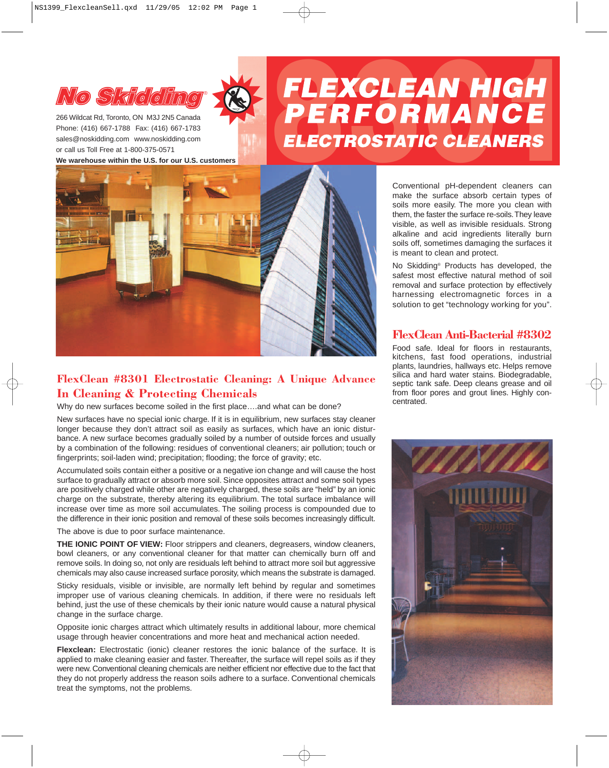# No Skidding®

266 Wildcat Rd, Toronto, ON M3J 2N5 Canada
Phone: (416) 667-1788 Fax: (416) 667-1783
sales@noskidding.com www.noskidding.com
or call us Toll Free at 1-800-375-0571
**We warehouse within the U.S. for our U.S. customers**

# FLEXCLEAN HIGH PERFORMANCE ELECTROSTATIC CLEANERS

## FlexClean #8301 Electrostatic Cleaning: A Unique Advance In Cleaning & Protecting Chemicals

Why do new surfaces become soiled in the first place….and what can be done?

New surfaces have no special ionic charge. If it is in equilibrium, new surfaces stay cleaner longer because they don't attract soil as easily as surfaces, which have an ionic disturbance. A new surface becomes gradually soiled by a number of outside forces and usually by a combination of the following: residues of conventional cleaners; air pollution; touch or fingerprints; soil-laden wind; precipitation; flooding; the force of gravity; etc.

Accumulated soils contain either a positive or a negative ion change and will cause the host surface to gradually attract or absorb more soil. Since opposites attract and some soil types are positively charged while other are negatively charged, these soils are "held" by an ionic charge on the substrate, thereby altering its equilibrium. The total surface imbalance will increase over time as more soil accumulates. The soiling process is compounded due to the difference in their ionic position and removal of these soils becomes increasingly difficult.

The above is due to poor surface maintenance.

**THE IONIC POINT OF VIEW:** Floor strippers and cleaners, degreasers, window cleaners, bowl cleaners, or any conventional cleaner for that matter can chemically burn off and remove soils. In doing so, not only are residues left behind to attract more soil but aggressive chemicals may also cause increased surface porosity, which means the substrate is damaged.

Sticky residuals, visible or invisible, are normally left behind by regular and sometimes improper use of various cleaning chemicals. In addition, if there were no residuals left behind, just the use of these chemicals by their ionic nature would cause a natural physical change in the surface charge.

Opposite ionic charges attract which ultimately results in additional labour, more chemical usage through heavier concentrations and more heat and mechanical action needed.

**Flexclean:** Electrostatic (ionic) cleaner restores the ionic balance of the surface. It is applied to make cleaning easier and faster. Thereafter, the surface will repel soils as if they were new. Conventional cleaning chemicals are neither efficient nor effective due to the fact that they do not properly address the reason soils adhere to a surface. Conventional chemicals treat the symptoms, not the problems.

Conventional pH-dependent cleaners can make the surface absorb certain types of soils more easily. The more you clean with them, the faster the surface re-soils. They leave visible, as well as invisible residuals. Strong alkaline and acid ingredients literally burn soils off, sometimes damaging the surfaces it is meant to clean and protect.

No Skidding® Products has developed, the safest most effective natural method of soil removal and surface protection by effectively harnessing electromagnetic forces in a solution to get "technology working for you".

## FlexClean Anti-Bacterial #8302

Food safe. Ideal for floors in restaurants, kitchens, fast food operations, industrial plants, laundries, hallways etc. Helps remove silica and hard water stains. Biodegradable, septic tank safe. Deep cleans grease and oil from floor pores and grout lines. Highly concentrated.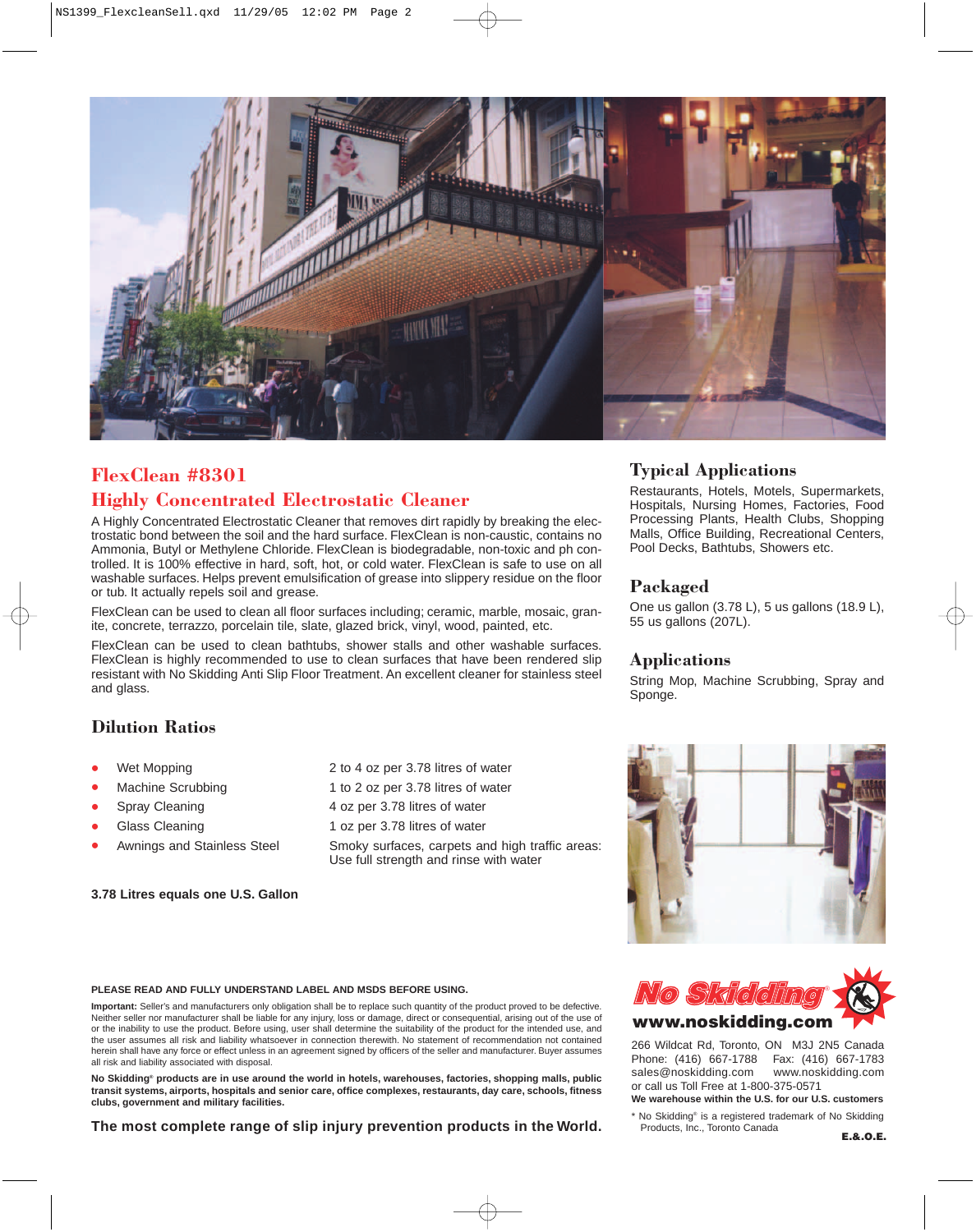## FlexClean #8301

## Highly Concentrated Electrostatic Cleaner

A Highly Concentrated Electrostatic Cleaner that removes dirt rapidly by breaking the electrostatic bond between the soil and the hard surface. FlexClean is non-caustic, contains no Ammonia, Butyl or Methylene Chloride. FlexClean is biodegradable, non-toxic and ph controlled. It is 100% effective in hard, soft, hot, or cold water. FlexClean is safe to use on all washable surfaces. Helps prevent emulsification of grease into slippery residue on the floor or tub. It actually repels soil and grease.

FlexClean can be used to clean all floor surfaces including; ceramic, marble, mosaic, granite, concrete, terrazzo, porcelain tile, slate, glazed brick, vinyl, wood, painted, etc.

FlexClean can be used to clean bathtubs, shower stalls and other washable surfaces. FlexClean is highly recommended to use to clean surfaces that have been rendered slip resistant with No Skidding Anti Slip Floor Treatment. An excellent cleaner for stainless steel and glass.

### Dilution Ratios

| | |
|---|---|
| • Wet Mopping | 2 to 4 oz per 3.78 litres of water |
| • Machine Scrubbing | 1 to 2 oz per 3.78 litres of water |
| • Spray Cleaning | 4 oz per 3.78 litres of water |
| • Glass Cleaning | 1 oz per 3.78 litres of water |
| • Awnings and Stainless Steel | Smoky surfaces, carpets and high traffic areas: Use full strength and rinse with water |

**3.78 Litres equals one U.S. Gallon**

### Typical Applications

Restaurants, Hotels, Motels, Supermarkets, Hospitals, Nursing Homes, Factories, Food Processing Plants, Health Clubs, Shopping Malls, Office Building, Recreational Centers, Pool Decks, Bathtubs, Showers etc.

### Packaged

One us gallon (3.78 L), 5 us gallons (18.9 L), 55 us gallons (207L).

### Applications

String Mop, Machine Scrubbing, Spray and Sponge.

**PLEASE READ AND FULLY UNDERSTAND LABEL AND MSDS BEFORE USING.**

**Important:** Seller's and manufacturers only obligation shall be to replace such quantity of the product proved to be defective. Neither seller nor manufacturer shall be liable for any injury, loss or damage, direct or consequential, arising out of the use of or the inability to use the product. Before using, user shall determine the suitability of the product for the intended use, and the user assumes all risk and liability whatsoever in connection therewith. No statement of recommendation not contained herein shall have any force or effect unless in an agreement signed by officers of the seller and manufacturer. Buyer assumes all risk and liability associated with disposal.

**No Skidding® products are in use around the world in hotels, warehouses, factories, shopping malls, public transit systems, airports, hospitals and senior care, office complexes, restaurants, day care, schools, fitness clubs, government and military facilities.**

**The most complete range of slip injury prevention products in the World.**

**No Skidding®**

**www.noskidding.com**

266 Wildcat Rd, Toronto, ON M3J 2N5 Canada
Phone: (416) 667-1788 Fax: (416) 667-1783
sales@noskidding.com www.noskidding.com
or call us Toll Free at 1-800-375-0571
**We warehouse within the U.S. for our U.S. customers**

* No Skidding® is a registered trademark of No Skidding Products, Inc., Toronto Canada

**E.&.O.E.**